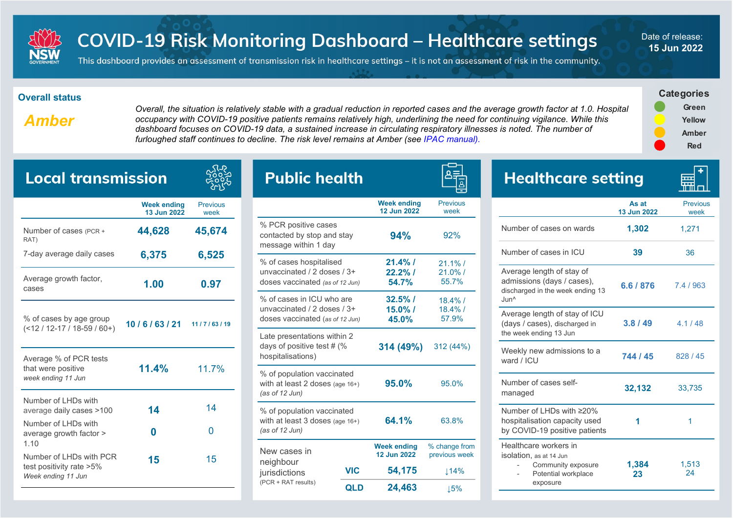# COVID-19 Risk Monitoring Dashboard – Healthcare settings

This dashboard provides an assessment of transmission risk in healthcare settings – it is not an assessment of risk in the community.

Date of release: **15 Jun 2022**

## Overall status

**Amber**

*Overall, the situation is relatively stable with a gradual reduction in reported cases and the average growth factor at 1.0. Hospital occupancy with COVID-19 positive patients remains relatively high, underlining the need for continuing vigilance. While this dashboard focuses on COVID-19 data, a sustained increase in circulating respiratory illnesses is noted. The number of furloughed staff continues to decline. The risk level remains at Amber (see IPAC manual).*

**Categories**

- Green
- Yellow
- Amber
- Red

## Local transmission

| | Week ending 13 Jun 2022 | Previous week |
|---|---|---|
| Number of cases (PCR + RAT) | **44,628** | **45,674** |
| 7-day average daily cases | **6,375** | **6,525** |
| Average growth factor, cases | **1.00** | **0.97** |
| % of cases by age group (<12 / 12-17 / 18-59 / 60+) | **10 / 6 / 63 / 21** | **11 / 7 / 63 / 19** |
| Average % of PCR tests that were positive *week ending 11 Jun* | **11.4%** | 11.7% |
| Number of LHDs with average daily cases >100 | **14** | 14 |
| Number of LHDs with average growth factor > 1.10 | **0** | 0 |
| Number of LHDs with PCR test positivity rate >5% *Week ending 11 Jun* | **15** | 15 |

## Public health

| | Week ending 12 Jun 2022 | Previous week |
|---|---|---|
| % PCR positive cases contacted by stop and stay message within 1 day | **94%** | 92% |
| % of cases hospitalised unvaccinated / 2 doses / 3+ doses vaccinated *(as of 12 Jun)* | **21.4% / 22.2% / 54.7%** | 21.1% / 21.0% / 55.7% |
| % of cases in ICU who are unvaccinated / 2 doses / 3+ doses vaccinated *(as of 12 Jun)* | **32.5% / 15.0% / 45.0%** | 18.4% / 18.4% / 57.9% |
| Late presentations within 2 days of positive test # (% hospitalisations) | **314 (49%)** | 312 (44%) |
| % of population vaccinated with at least 2 doses (age 16+) *(as of 12 Jun)* | **95.0%** | 95.0% |
| % of population vaccinated with at least 3 doses (age 16+) *(as of 12 Jun)* | **64.1%** | 63.8% |

| New cases in neighbour jurisdictions (PCR + RAT results) | | Week ending 12 Jun 2022 | % change from previous week |
|---|---|---|---|
| | **VIC** | **54,175** | ↓14% |
| | **QLD** | **24,463** | ↓5% |

## Healthcare setting

| | As at 13 Jun 2022 | Previous week |
|---|---|---|
| Number of cases on wards | **1,302** | 1,271 |
| Number of cases in ICU | **39** | 36 |
| Average length of stay of admissions (days / cases), discharged in the week ending 13 Jun^ | **6.6 / 876** | 7.4 / 963 |
| Average length of stay of ICU (days / cases), discharged in the week ending 13 Jun | **3.8 / 49** | 4.1 / 48 |
| Weekly new admissions to a ward / ICU | **744 / 45** | 828 / 45 |
| Number of cases self-managed | **32,132** | 33,735 |
| Number of LHDs with ≥20% hospitalisation capacity used by COVID-19 positive patients | **1** | 1 |
| Healthcare workers in isolation, as at 14 Jun | | |
| - Community exposure | **1,384** | 1,513 |
| - Potential workplace exposure | **23** | 24 |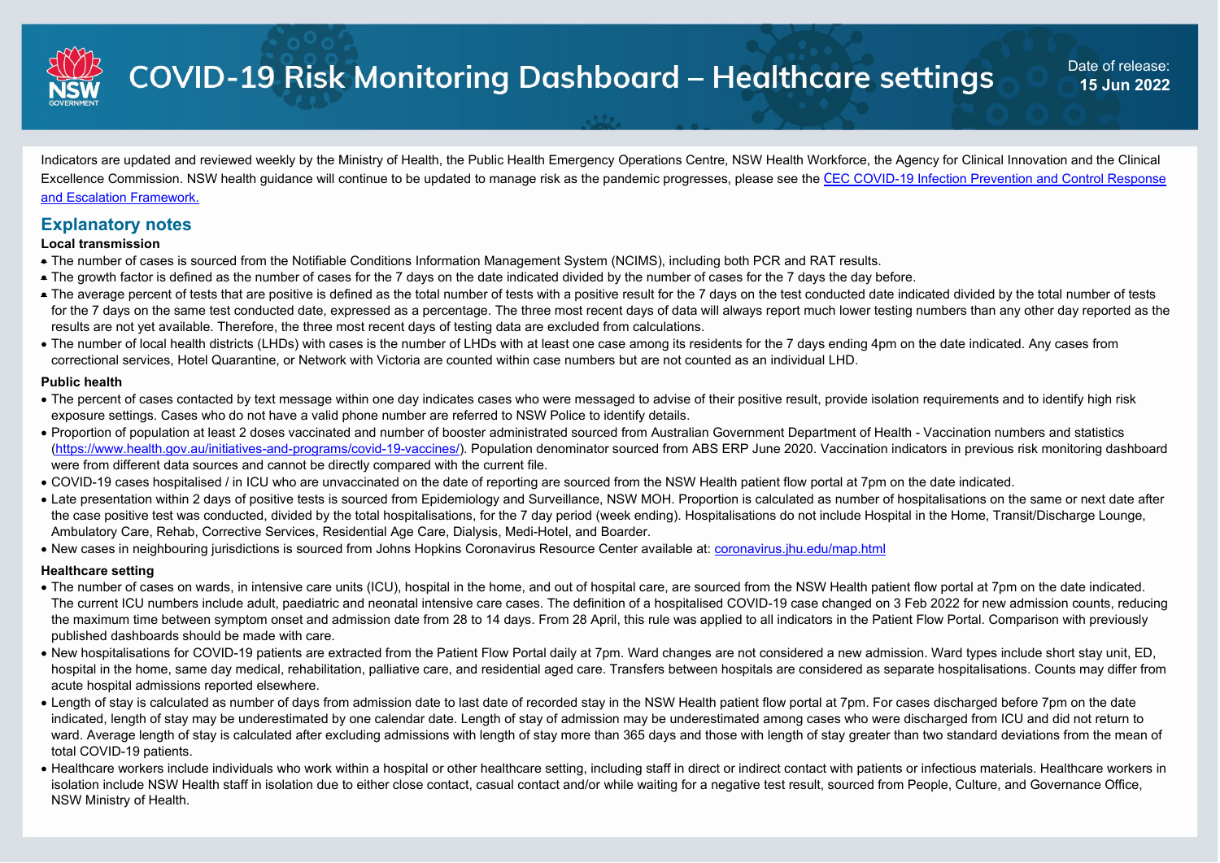# COVID-19 Risk Monitoring Dashboard – Healthcare settings

Date of release: **15 Jun 2022**

Indicators are updated and reviewed weekly by the Ministry of Health, the Public Health Emergency Operations Centre, NSW Health Workforce, the Agency for Clinical Innovation and the Clinical Excellence Commission. NSW health guidance will continue to be updated to manage risk as the pandemic progresses, please see the [CEC COVID-19 Infection Prevention and Control Response and Escalation Framework.]()

## Explanatory notes

**Local transmission**

- The number of cases is sourced from the Notifiable Conditions Information Management System (NCIMS), including both PCR and RAT results.
- The growth factor is defined as the number of cases for the 7 days on the date indicated divided by the number of cases for the 7 days the day before.
- The average percent of tests that are positive is defined as the total number of tests with a positive result for the 7 days on the test conducted date indicated divided by the total number of tests for the 7 days on the same test conducted date, expressed as a percentage. The three most recent days of data will always report much lower testing numbers than any other day reported as the results are not yet available. Therefore, the three most recent days of testing data are excluded from calculations.
- The number of local health districts (LHDs) with cases is the number of LHDs with at least one case among its residents for the 7 days ending 4pm on the date indicated. Any cases from correctional services, Hotel Quarantine, or Network with Victoria are counted within case numbers but are not counted as an individual LHD.

**Public health**

- The percent of cases contacted by text message within one day indicates cases who were messaged to advise of their positive result, provide isolation requirements and to identify high risk exposure settings. Cases who do not have a valid phone number are referred to NSW Police to identify details.
- Proportion of population at least 2 doses vaccinated and number of booster administrated sourced from Australian Government Department of Health - Vaccination numbers and statistics ([https://www.health.gov.au/initiatives-and-programs/covid-19-vaccines/](https://www.health.gov.au/initiatives-and-programs/covid-19-vaccines/)). Population denominator sourced from ABS ERP June 2020. Vaccination indicators in previous risk monitoring dashboard were from different data sources and cannot be directly compared with the current file.
- COVID-19 cases hospitalised / in ICU who are unvaccinated on the date of reporting are sourced from the NSW Health patient flow portal at 7pm on the date indicated.
- Late presentation within 2 days of positive tests is sourced from Epidemiology and Surveillance, NSW MOH. Proportion is calculated as number of hospitalisations on the same or next date after the case positive test was conducted, divided by the total hospitalisations, for the 7 day period (week ending). Hospitalisations do not include Hospital in the Home, Transit/Discharge Lounge, Ambulatory Care, Rehab, Corrective Services, Residential Age Care, Dialysis, Medi-Hotel, and Boarder.
- New cases in neighbouring jurisdictions is sourced from Johns Hopkins Coronavirus Resource Center available at: [coronavirus.jhu.edu/map.html](coronavirus.jhu.edu/map.html)

**Healthcare setting**

- The number of cases on wards, in intensive care units (ICU), hospital in the home, and out of hospital care, are sourced from the NSW Health patient flow portal at 7pm on the date indicated. The current ICU numbers include adult, paediatric and neonatal intensive care cases. The definition of a hospitalised COVID-19 case changed on 3 Feb 2022 for new admission counts, reducing the maximum time between symptom onset and admission date from 28 to 14 days. From 28 April, this rule was applied to all indicators in the Patient Flow Portal. Comparison with previously published dashboards should be made with care.
- New hospitalisations for COVID-19 patients are extracted from the Patient Flow Portal daily at 7pm. Ward changes are not considered a new admission. Ward types include short stay unit, ED, hospital in the home, same day medical, rehabilitation, palliative care, and residential aged care. Transfers between hospitals are considered as separate hospitalisations. Counts may differ from acute hospital admissions reported elsewhere.
- Length of stay is calculated as number of days from admission date to last date of recorded stay in the NSW Health patient flow portal at 7pm. For cases discharged before 7pm on the date indicated, length of stay may be underestimated by one calendar date. Length of stay of admission may be underestimated among cases who were discharged from ICU and did not return to ward. Average length of stay is calculated after excluding admissions with length of stay more than 365 days and those with length of stay greater than two standard deviations from the mean of total COVID-19 patients.
- Healthcare workers include individuals who work within a hospital or other healthcare setting, including staff in direct or indirect contact with patients or infectious materials. Healthcare workers in isolation include NSW Health staff in isolation due to either close contact, casual contact and/or while waiting for a negative test result, sourced from People, Culture, and Governance Office, NSW Ministry of Health.